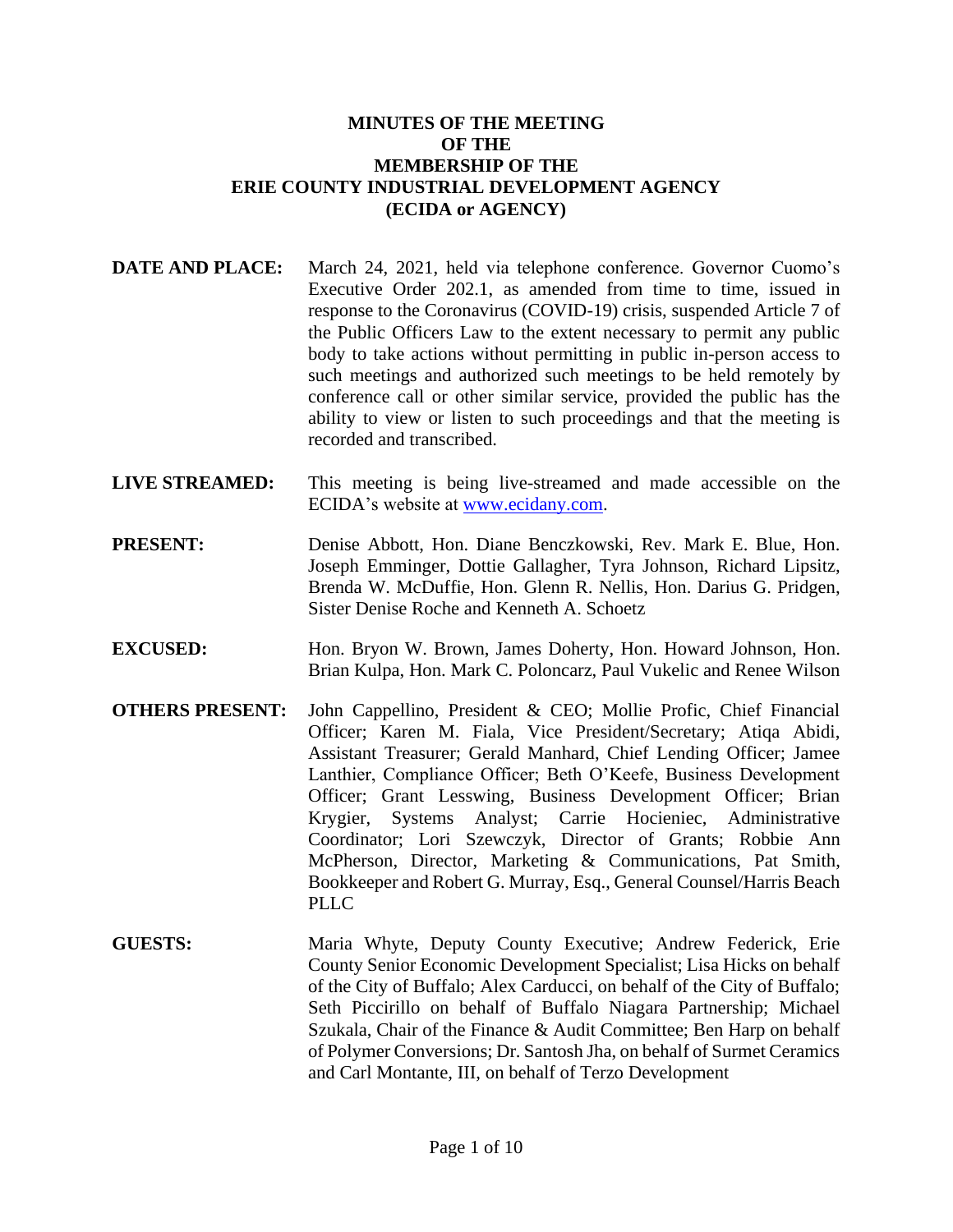# MINUTES OF THE MEETING OF THE MEMBERSHIP OF THE ERIE COUNTY INDUSTRIAL DEVELOPMENT AGENCY (ECIDA or AGENCY)

**DATE AND PLACE:** March 24, 2021, held via telephone conference. Governor Cuomo's Executive Order 202.1, as amended from time to time, issued in response to the Coronavirus (COVID-19) crisis, suspended Article 7 of the Public Officers Law to the extent necessary to permit any public body to take actions without permitting in public in-person access to such meetings and authorized such meetings to be held remotely by conference call or other similar service, provided the public has the ability to view or listen to such proceedings and that the meeting is recorded and transcribed.

**LIVE STREAMED:** This meeting is being live-streamed and made accessible on the ECIDA's website at www.ecidany.com.

**PRESENT:** Denise Abbott, Hon. Diane Benczkowski, Rev. Mark E. Blue, Hon. Joseph Emminger, Dottie Gallagher, Tyra Johnson, Richard Lipsitz, Brenda W. McDuffie, Hon. Glenn R. Nellis, Hon. Darius G. Pridgen, Sister Denise Roche and Kenneth A. Schoetz

**EXCUSED:** Hon. Bryon W. Brown, James Doherty, Hon. Howard Johnson, Hon. Brian Kulpa, Hon. Mark C. Poloncarz, Paul Vukelic and Renee Wilson

**OTHERS PRESENT:** John Cappellino, President & CEO; Mollie Profic, Chief Financial Officer; Karen M. Fiala, Vice President/Secretary; Atiqa Abidi, Assistant Treasurer; Gerald Manhard, Chief Lending Officer; Jamee Lanthier, Compliance Officer; Beth O'Keefe, Business Development Officer; Grant Lesswing, Business Development Officer; Brian Krygier, Systems Analyst; Carrie Hocieniec, Administrative Coordinator; Lori Szewczyk, Director of Grants; Robbie Ann McPherson, Director, Marketing & Communications, Pat Smith, Bookkeeper and Robert G. Murray, Esq., General Counsel/Harris Beach PLLC

**GUESTS:** Maria Whyte, Deputy County Executive; Andrew Federick, Erie County Senior Economic Development Specialist; Lisa Hicks on behalf of the City of Buffalo; Alex Carducci, on behalf of the City of Buffalo; Seth Piccirillo on behalf of Buffalo Niagara Partnership; Michael Szukala, Chair of the Finance & Audit Committee; Ben Harp on behalf of Polymer Conversions; Dr. Santosh Jha, on behalf of Surmet Ceramics and Carl Montante, III, on behalf of Terzo Development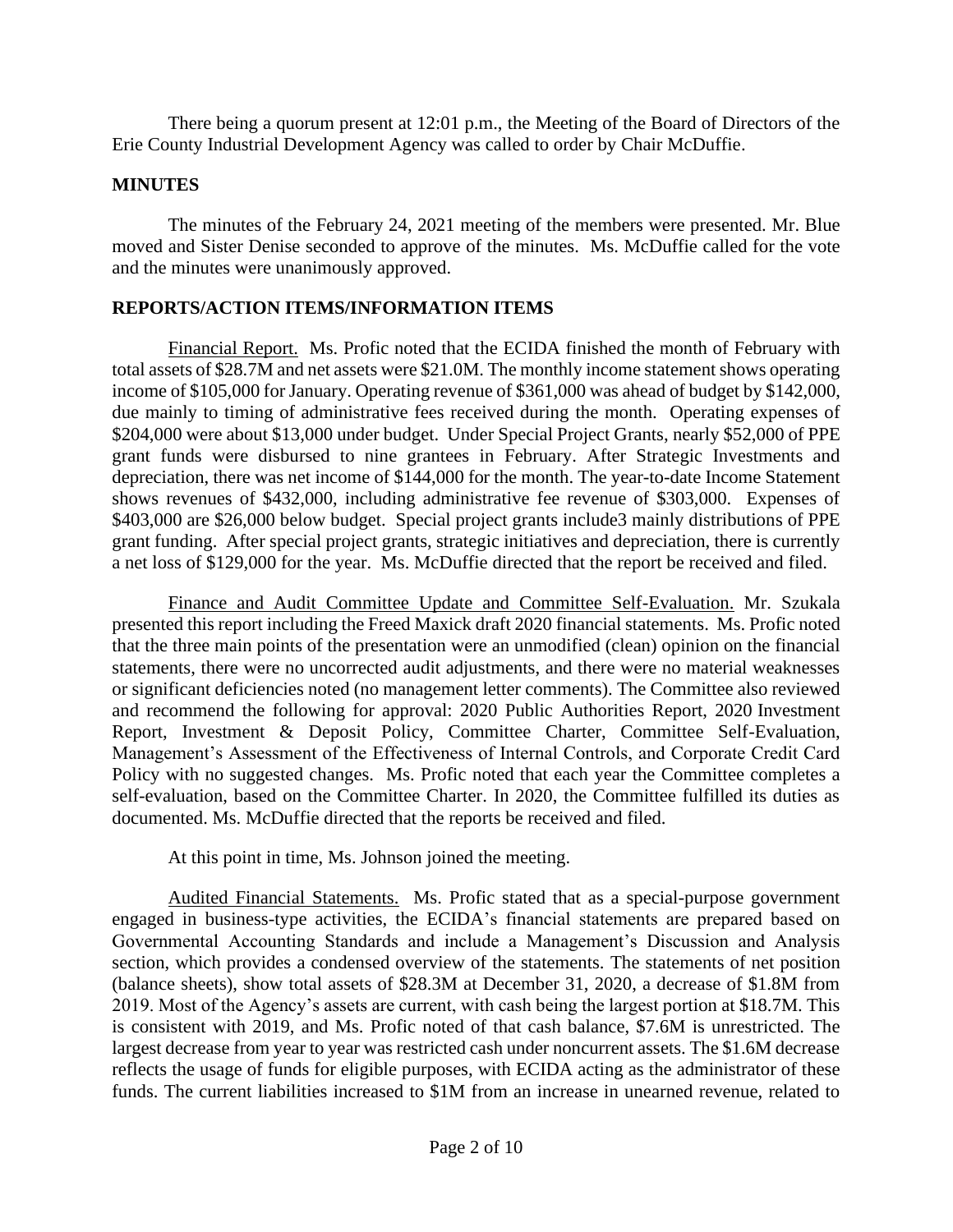There being a quorum present at 12:01 p.m., the Meeting of the Board of Directors of the Erie County Industrial Development Agency was called to order by Chair McDuffie.

**MINUTES**

The minutes of the February 24, 2021 meeting of the members were presented. Mr. Blue moved and Sister Denise seconded to approve of the minutes. Ms. McDuffie called for the vote and the minutes were unanimously approved.

**REPORTS/ACTION ITEMS/INFORMATION ITEMS**

Financial Report. Ms. Profic noted that the ECIDA finished the month of February with total assets of $28.7M and net assets were $21.0M. The monthly income statement shows operating income of $105,000 for January. Operating revenue of $361,000 was ahead of budget by $142,000, due mainly to timing of administrative fees received during the month. Operating expenses of $204,000 were about $13,000 under budget. Under Special Project Grants, nearly $52,000 of PPE grant funds were disbursed to nine grantees in February. After Strategic Investments and depreciation, there was net income of $144,000 for the month. The year-to-date Income Statement shows revenues of $432,000, including administrative fee revenue of $303,000. Expenses of $403,000 are $26,000 below budget. Special project grants include3 mainly distributions of PPE grant funding. After special project grants, strategic initiatives and depreciation, there is currently a net loss of $129,000 for the year. Ms. McDuffie directed that the report be received and filed.

Finance and Audit Committee Update and Committee Self-Evaluation. Mr. Szukala presented this report including the Freed Maxick draft 2020 financial statements. Ms. Profic noted that the three main points of the presentation were an unmodified (clean) opinion on the financial statements, there were no uncorrected audit adjustments, and there were no material weaknesses or significant deficiencies noted (no management letter comments). The Committee also reviewed and recommend the following for approval: 2020 Public Authorities Report, 2020 Investment Report, Investment & Deposit Policy, Committee Charter, Committee Self-Evaluation, Management's Assessment of the Effectiveness of Internal Controls, and Corporate Credit Card Policy with no suggested changes. Ms. Profic noted that each year the Committee completes a self-evaluation, based on the Committee Charter. In 2020, the Committee fulfilled its duties as documented. Ms. McDuffie directed that the reports be received and filed.

At this point in time, Ms. Johnson joined the meeting.

Audited Financial Statements. Ms. Profic stated that as a special-purpose government engaged in business-type activities, the ECIDA's financial statements are prepared based on Governmental Accounting Standards and include a Management's Discussion and Analysis section, which provides a condensed overview of the statements. The statements of net position (balance sheets), show total assets of $28.3M at December 31, 2020, a decrease of $1.8M from 2019. Most of the Agency's assets are current, with cash being the largest portion at $18.7M. This is consistent with 2019, and Ms. Profic noted of that cash balance, $7.6M is unrestricted. The largest decrease from year to year was restricted cash under noncurrent assets. The $1.6M decrease reflects the usage of funds for eligible purposes, with ECIDA acting as the administrator of these funds. The current liabilities increased to $1M from an increase in unearned revenue, related to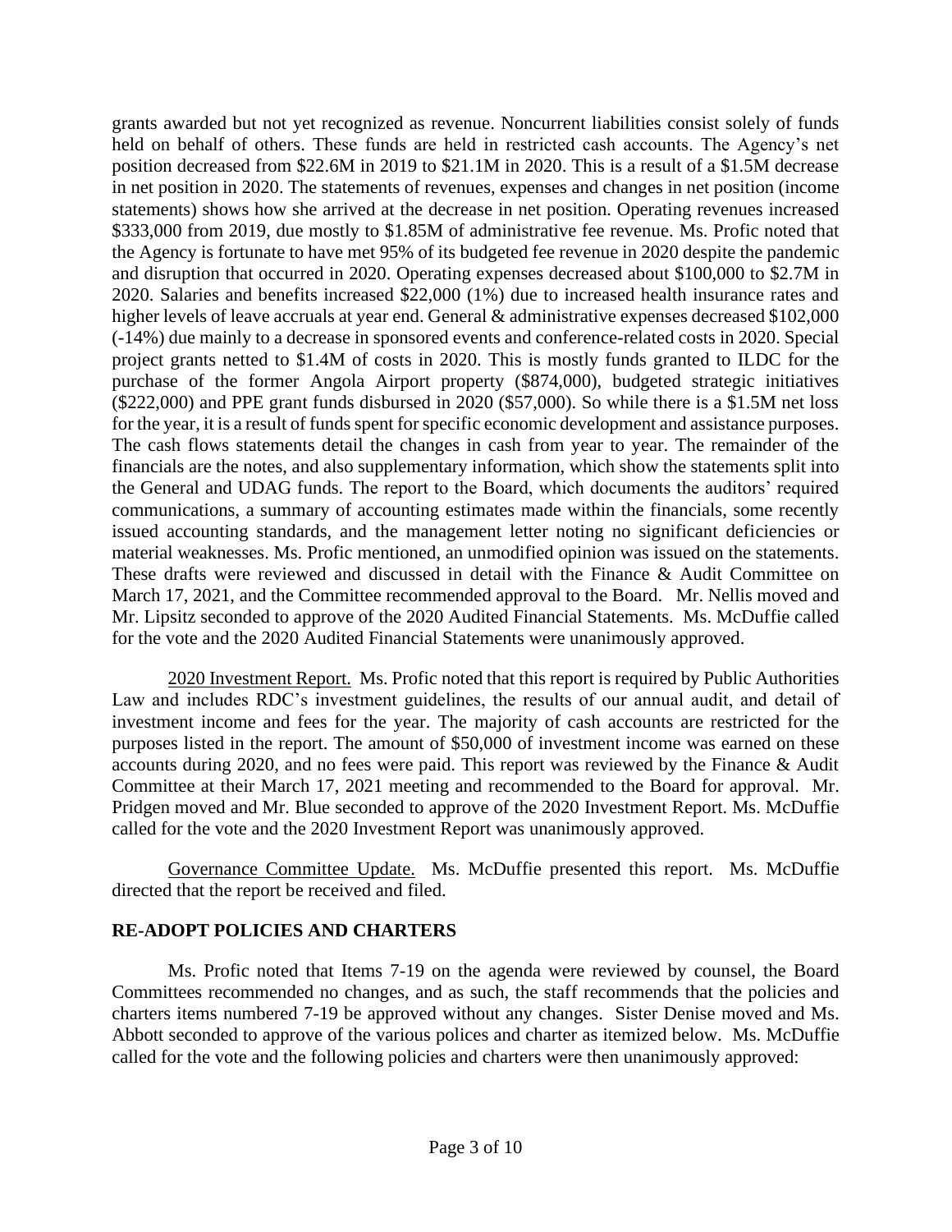grants awarded but not yet recognized as revenue. Noncurrent liabilities consist solely of funds held on behalf of others. These funds are held in restricted cash accounts. The Agency's net position decreased from $22.6M in 2019 to $21.1M in 2020. This is a result of a $1.5M decrease in net position in 2020. The statements of revenues, expenses and changes in net position (income statements) shows how she arrived at the decrease in net position. Operating revenues increased $333,000 from 2019, due mostly to $1.85M of administrative fee revenue. Ms. Profic noted that the Agency is fortunate to have met 95% of its budgeted fee revenue in 2020 despite the pandemic and disruption that occurred in 2020. Operating expenses decreased about $100,000 to $2.7M in 2020. Salaries and benefits increased $22,000 (1%) due to increased health insurance rates and higher levels of leave accruals at year end. General & administrative expenses decreased $102,000 (-14%) due mainly to a decrease in sponsored events and conference-related costs in 2020. Special project grants netted to $1.4M of costs in 2020. This is mostly funds granted to ILDC for the purchase of the former Angola Airport property ($874,000), budgeted strategic initiatives ($222,000) and PPE grant funds disbursed in 2020 ($57,000). So while there is a $1.5M net loss for the year, it is a result of funds spent for specific economic development and assistance purposes. The cash flows statements detail the changes in cash from year to year. The remainder of the financials are the notes, and also supplementary information, which show the statements split into the General and UDAG funds. The report to the Board, which documents the auditors' required communications, a summary of accounting estimates made within the financials, some recently issued accounting standards, and the management letter noting no significant deficiencies or material weaknesses. Ms. Profic mentioned, an unmodified opinion was issued on the statements. These drafts were reviewed and discussed in detail with the Finance & Audit Committee on March 17, 2021, and the Committee recommended approval to the Board. Mr. Nellis moved and Mr. Lipsitz seconded to approve of the 2020 Audited Financial Statements. Ms. McDuffie called for the vote and the 2020 Audited Financial Statements were unanimously approved.

2020 Investment Report. Ms. Profic noted that this report is required by Public Authorities Law and includes RDC's investment guidelines, the results of our annual audit, and detail of investment income and fees for the year. The majority of cash accounts are restricted for the purposes listed in the report. The amount of $50,000 of investment income was earned on these accounts during 2020, and no fees were paid. This report was reviewed by the Finance & Audit Committee at their March 17, 2021 meeting and recommended to the Board for approval. Mr. Pridgen moved and Mr. Blue seconded to approve of the 2020 Investment Report. Ms. McDuffie called for the vote and the 2020 Investment Report was unanimously approved.

Governance Committee Update. Ms. McDuffie presented this report. Ms. McDuffie directed that the report be received and filed.

## RE-ADOPT POLICIES AND CHARTERS

Ms. Profic noted that Items 7-19 on the agenda were reviewed by counsel, the Board Committees recommended no changes, and as such, the staff recommends that the policies and charters items numbered 7-19 be approved without any changes. Sister Denise moved and Ms. Abbott seconded to approve of the various polices and charter as itemized below. Ms. McDuffie called for the vote and the following policies and charters were then unanimously approved: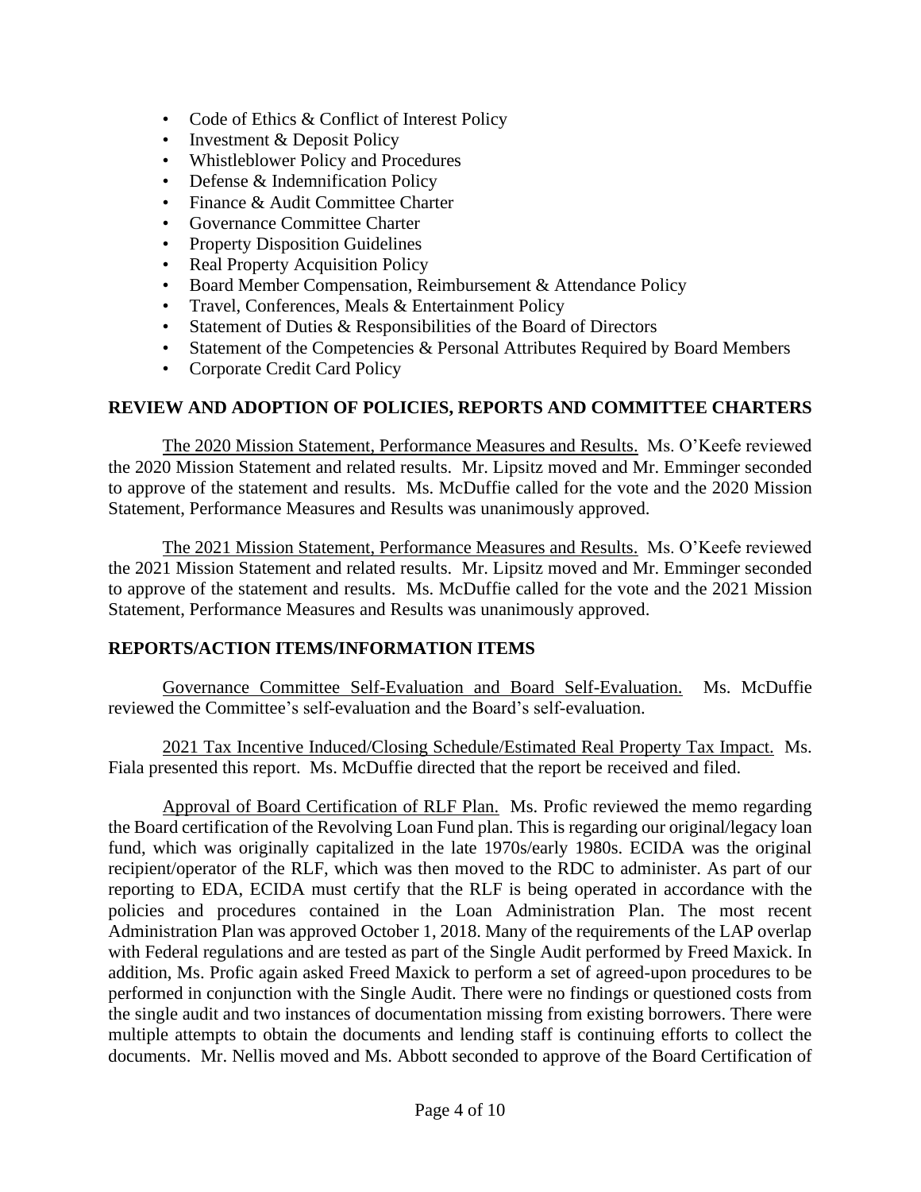- Code of Ethics & Conflict of Interest Policy
- Investment & Deposit Policy
- Whistleblower Policy and Procedures
- Defense & Indemnification Policy
- Finance & Audit Committee Charter
- Governance Committee Charter
- Property Disposition Guidelines
- Real Property Acquisition Policy
- Board Member Compensation, Reimbursement & Attendance Policy
- Travel, Conferences, Meals & Entertainment Policy
- Statement of Duties & Responsibilities of the Board of Directors
- Statement of the Competencies & Personal Attributes Required by Board Members
- Corporate Credit Card Policy

## REVIEW AND ADOPTION OF POLICIES, REPORTS AND COMMITTEE CHARTERS

The 2020 Mission Statement, Performance Measures and Results. Ms. O'Keefe reviewed the 2020 Mission Statement and related results. Mr. Lipsitz moved and Mr. Emminger seconded to approve of the statement and results. Ms. McDuffie called for the vote and the 2020 Mission Statement, Performance Measures and Results was unanimously approved.

The 2021 Mission Statement, Performance Measures and Results. Ms. O'Keefe reviewed the 2021 Mission Statement and related results. Mr. Lipsitz moved and Mr. Emminger seconded to approve of the statement and results. Ms. McDuffie called for the vote and the 2021 Mission Statement, Performance Measures and Results was unanimously approved.

## REPORTS/ACTION ITEMS/INFORMATION ITEMS

Governance Committee Self-Evaluation and Board Self-Evaluation. Ms. McDuffie reviewed the Committee's self-evaluation and the Board's self-evaluation.

2021 Tax Incentive Induced/Closing Schedule/Estimated Real Property Tax Impact. Ms. Fiala presented this report. Ms. McDuffie directed that the report be received and filed.

Approval of Board Certification of RLF Plan. Ms. Profic reviewed the memo regarding the Board certification of the Revolving Loan Fund plan. This is regarding our original/legacy loan fund, which was originally capitalized in the late 1970s/early 1980s. ECIDA was the original recipient/operator of the RLF, which was then moved to the RDC to administer. As part of our reporting to EDA, ECIDA must certify that the RLF is being operated in accordance with the policies and procedures contained in the Loan Administration Plan. The most recent Administration Plan was approved October 1, 2018. Many of the requirements of the LAP overlap with Federal regulations and are tested as part of the Single Audit performed by Freed Maxick. In addition, Ms. Profic again asked Freed Maxick to perform a set of agreed-upon procedures to be performed in conjunction with the Single Audit. There were no findings or questioned costs from the single audit and two instances of documentation missing from existing borrowers. There were multiple attempts to obtain the documents and lending staff is continuing efforts to collect the documents. Mr. Nellis moved and Ms. Abbott seconded to approve of the Board Certification of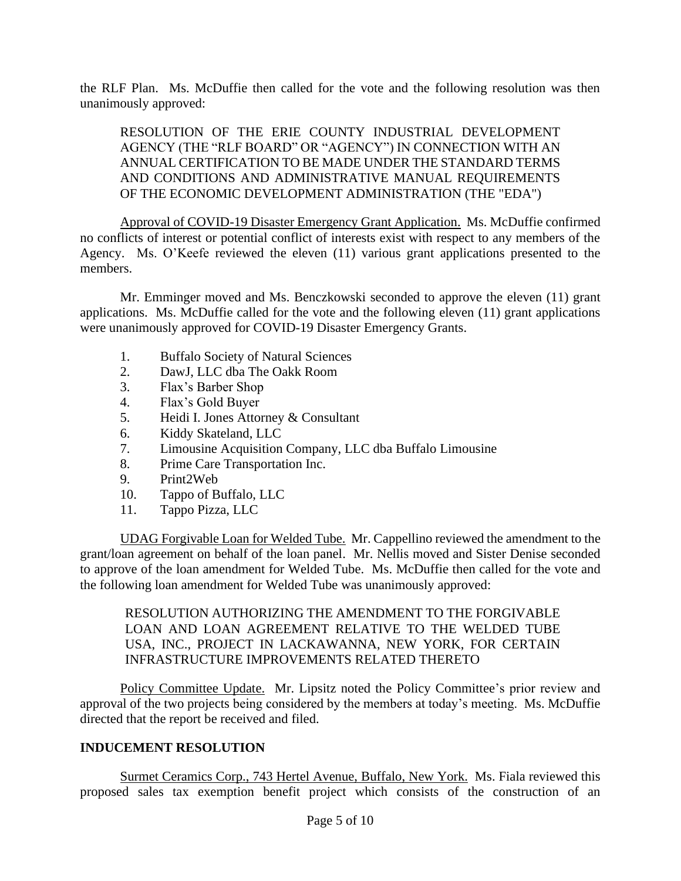the RLF Plan. Ms. McDuffie then called for the vote and the following resolution was then unanimously approved:

> RESOLUTION OF THE ERIE COUNTY INDUSTRIAL DEVELOPMENT AGENCY (THE "RLF BOARD" OR "AGENCY") IN CONNECTION WITH AN ANNUAL CERTIFICATION TO BE MADE UNDER THE STANDARD TERMS AND CONDITIONS AND ADMINISTRATIVE MANUAL REQUIREMENTS OF THE ECONOMIC DEVELOPMENT ADMINISTRATION (THE "EDA")

Approval of COVID-19 Disaster Emergency Grant Application. Ms. McDuffie confirmed no conflicts of interest or potential conflict of interests exist with respect to any members of the Agency. Ms. O'Keefe reviewed the eleven (11) various grant applications presented to the members.

Mr. Emminger moved and Ms. Benczkowski seconded to approve the eleven (11) grant applications. Ms. McDuffie called for the vote and the following eleven (11) grant applications were unanimously approved for COVID-19 Disaster Emergency Grants.

1. Buffalo Society of Natural Sciences
2. DawJ, LLC dba The Oakk Room
3. Flax's Barber Shop
4. Flax's Gold Buyer
5. Heidi I. Jones Attorney & Consultant
6. Kiddy Skateland, LLC
7. Limousine Acquisition Company, LLC dba Buffalo Limousine
8. Prime Care Transportation Inc.
9. Print2Web
10. Tappo of Buffalo, LLC
11. Tappo Pizza, LLC

UDAG Forgivable Loan for Welded Tube. Mr. Cappellino reviewed the amendment to the grant/loan agreement on behalf of the loan panel. Mr. Nellis moved and Sister Denise seconded to approve of the loan amendment for Welded Tube. Ms. McDuffie then called for the vote and the following loan amendment for Welded Tube was unanimously approved:

> RESOLUTION AUTHORIZING THE AMENDMENT TO THE FORGIVABLE LOAN AND LOAN AGREEMENT RELATIVE TO THE WELDED TUBE USA, INC., PROJECT IN LACKAWANNA, NEW YORK, FOR CERTAIN INFRASTRUCTURE IMPROVEMENTS RELATED THERETO

Policy Committee Update. Mr. Lipsitz noted the Policy Committee's prior review and approval of the two projects being considered by the members at today's meeting. Ms. McDuffie directed that the report be received and filed.

## INDUCEMENT RESOLUTION

Surmet Ceramics Corp., 743 Hertel Avenue, Buffalo, New York. Ms. Fiala reviewed this proposed sales tax exemption benefit project which consists of the construction of an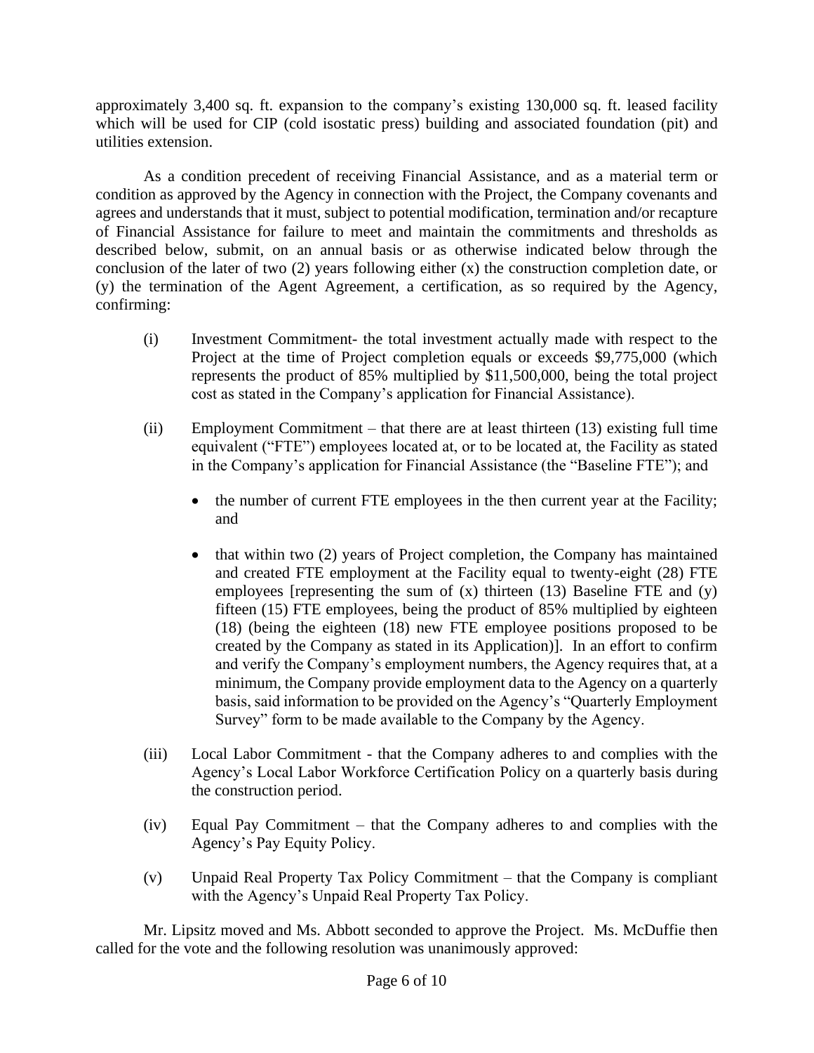approximately 3,400 sq. ft. expansion to the company's existing 130,000 sq. ft. leased facility which will be used for CIP (cold isostatic press) building and associated foundation (pit) and utilities extension.

As a condition precedent of receiving Financial Assistance, and as a material term or condition as approved by the Agency in connection with the Project, the Company covenants and agrees and understands that it must, subject to potential modification, termination and/or recapture of Financial Assistance for failure to meet and maintain the commitments and thresholds as described below, submit, on an annual basis or as otherwise indicated below through the conclusion of the later of two (2) years following either (x) the construction completion date, or (y) the termination of the Agent Agreement, a certification, as so required by the Agency, confirming:

(i) Investment Commitment- the total investment actually made with respect to the Project at the time of Project completion equals or exceeds $9,775,000 (which represents the product of 85% multiplied by $11,500,000, being the total project cost as stated in the Company's application for Financial Assistance).

(ii) Employment Commitment – that there are at least thirteen (13) existing full time equivalent ("FTE") employees located at, or to be located at, the Facility as stated in the Company's application for Financial Assistance (the "Baseline FTE"); and

- the number of current FTE employees in the then current year at the Facility; and
- that within two (2) years of Project completion, the Company has maintained and created FTE employment at the Facility equal to twenty-eight (28) FTE employees [representing the sum of (x) thirteen (13) Baseline FTE and (y) fifteen (15) FTE employees, being the product of 85% multiplied by eighteen (18) (being the eighteen (18) new FTE employee positions proposed to be created by the Company as stated in its Application)]. In an effort to confirm and verify the Company's employment numbers, the Agency requires that, at a minimum, the Company provide employment data to the Agency on a quarterly basis, said information to be provided on the Agency's "Quarterly Employment Survey" form to be made available to the Company by the Agency.

(iii) Local Labor Commitment - that the Company adheres to and complies with the Agency's Local Labor Workforce Certification Policy on a quarterly basis during the construction period.

(iv) Equal Pay Commitment – that the Company adheres to and complies with the Agency's Pay Equity Policy.

(v) Unpaid Real Property Tax Policy Commitment – that the Company is compliant with the Agency's Unpaid Real Property Tax Policy.

Mr. Lipsitz moved and Ms. Abbott seconded to approve the Project. Ms. McDuffie then called for the vote and the following resolution was unanimously approved: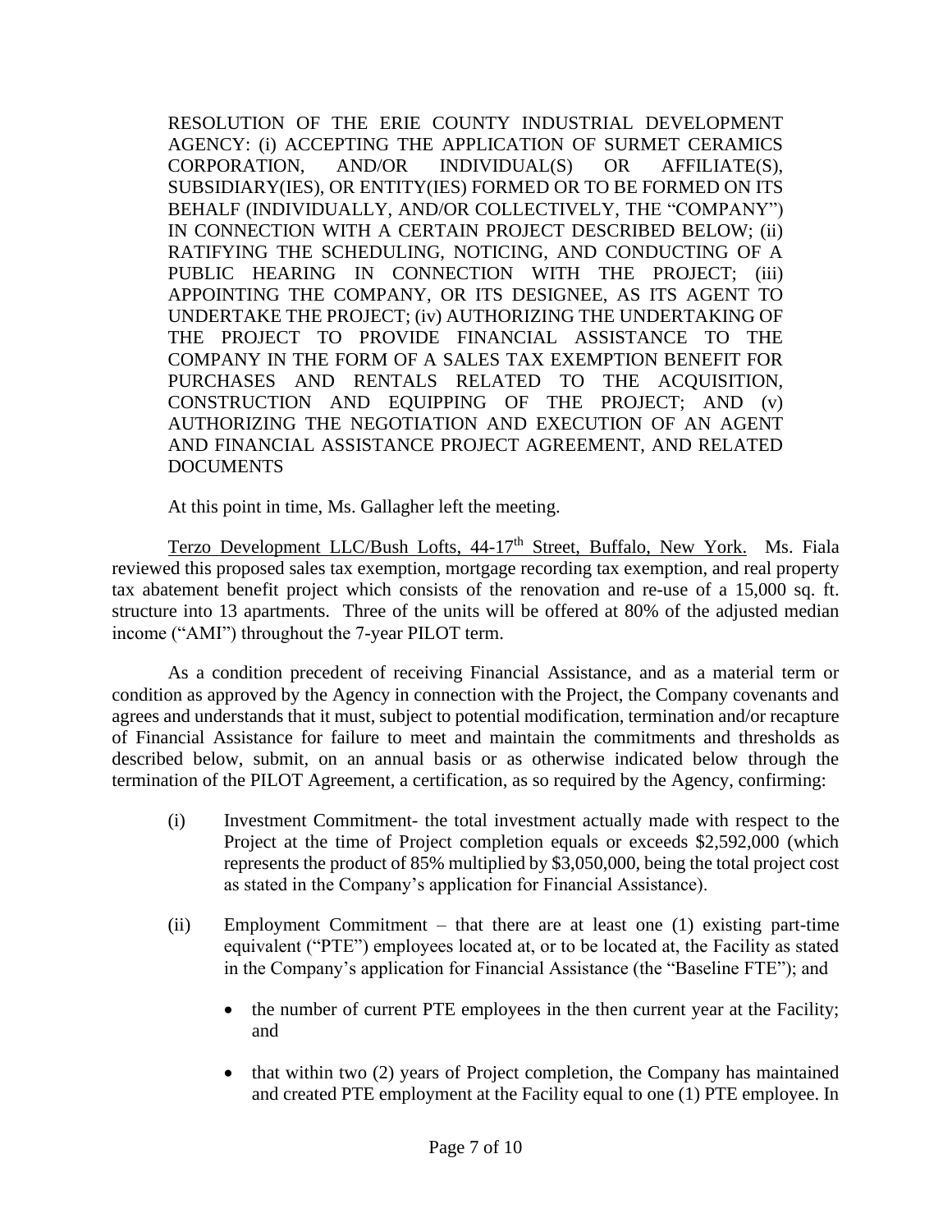RESOLUTION OF THE ERIE COUNTY INDUSTRIAL DEVELOPMENT AGENCY: (i) ACCEPTING THE APPLICATION OF SURMET CERAMICS CORPORATION, AND/OR INDIVIDUAL(S) OR AFFILIATE(S), SUBSIDIARY(IES), OR ENTITY(IES) FORMED OR TO BE FORMED ON ITS BEHALF (INDIVIDUALLY, AND/OR COLLECTIVELY, THE "COMPANY") IN CONNECTION WITH A CERTAIN PROJECT DESCRIBED BELOW; (ii) RATIFYING THE SCHEDULING, NOTICING, AND CONDUCTING OF A PUBLIC HEARING IN CONNECTION WITH THE PROJECT; (iii) APPOINTING THE COMPANY, OR ITS DESIGNEE, AS ITS AGENT TO UNDERTAKE THE PROJECT; (iv) AUTHORIZING THE UNDERTAKING OF THE PROJECT TO PROVIDE FINANCIAL ASSISTANCE TO THE COMPANY IN THE FORM OF A SALES TAX EXEMPTION BENEFIT FOR PURCHASES AND RENTALS RELATED TO THE ACQUISITION, CONSTRUCTION AND EQUIPPING OF THE PROJECT; AND (v) AUTHORIZING THE NEGOTIATION AND EXECUTION OF AN AGENT AND FINANCIAL ASSISTANCE PROJECT AGREEMENT, AND RELATED DOCUMENTS

At this point in time, Ms. Gallagher left the meeting.

Terzo Development LLC/Bush Lofts, 44-17th Street, Buffalo, New York. Ms. Fiala reviewed this proposed sales tax exemption, mortgage recording tax exemption, and real property tax abatement benefit project which consists of the renovation and re-use of a 15,000 sq. ft. structure into 13 apartments. Three of the units will be offered at 80% of the adjusted median income ("AMI") throughout the 7-year PILOT term.

As a condition precedent of receiving Financial Assistance, and as a material term or condition as approved by the Agency in connection with the Project, the Company covenants and agrees and understands that it must, subject to potential modification, termination and/or recapture of Financial Assistance for failure to meet and maintain the commitments and thresholds as described below, submit, on an annual basis or as otherwise indicated below through the termination of the PILOT Agreement, a certification, as so required by the Agency, confirming:

(i) Investment Commitment- the total investment actually made with respect to the Project at the time of Project completion equals or exceeds $2,592,000 (which represents the product of 85% multiplied by $3,050,000, being the total project cost as stated in the Company's application for Financial Assistance).

(ii) Employment Commitment – that there are at least one (1) existing part-time equivalent ("PTE") employees located at, or to be located at, the Facility as stated in the Company's application for Financial Assistance (the "Baseline FTE"); and

- the number of current PTE employees in the then current year at the Facility; and

- that within two (2) years of Project completion, the Company has maintained and created PTE employment at the Facility equal to one (1) PTE employee. In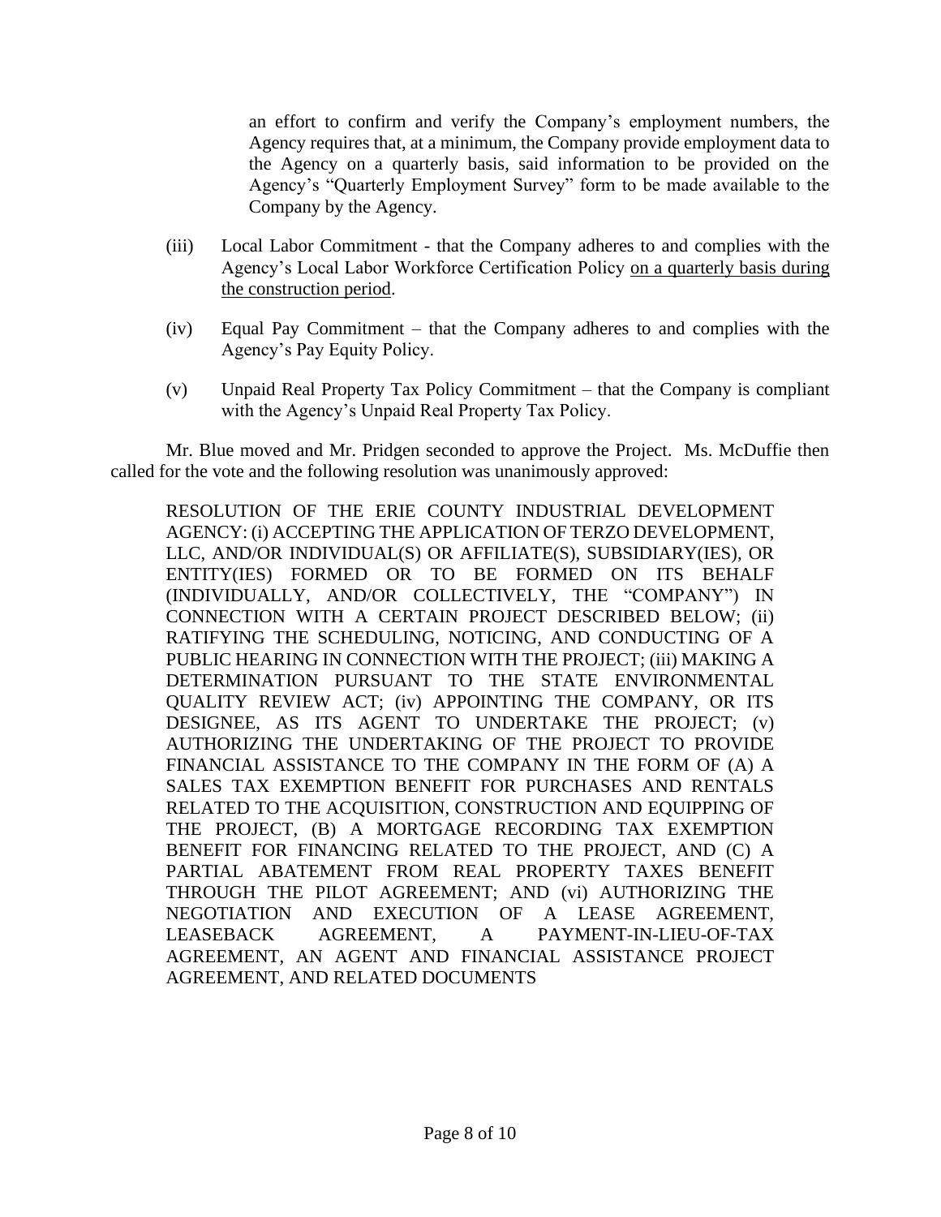an effort to confirm and verify the Company's employment numbers, the Agency requires that, at a minimum, the Company provide employment data to the Agency on a quarterly basis, said information to be provided on the Agency's "Quarterly Employment Survey" form to be made available to the Company by the Agency.

(iii) Local Labor Commitment - that the Company adheres to and complies with the Agency's Local Labor Workforce Certification Policy <u>on a quarterly basis during the construction period</u>.

(iv) Equal Pay Commitment – that the Company adheres to and complies with the Agency's Pay Equity Policy.

(v) Unpaid Real Property Tax Policy Commitment – that the Company is compliant with the Agency's Unpaid Real Property Tax Policy.

Mr. Blue moved and Mr. Pridgen seconded to approve the Project. Ms. McDuffie then called for the vote and the following resolution was unanimously approved:

RESOLUTION OF THE ERIE COUNTY INDUSTRIAL DEVELOPMENT AGENCY: (i) ACCEPTING THE APPLICATION OF TERZO DEVELOPMENT, LLC, AND/OR INDIVIDUAL(S) OR AFFILIATE(S), SUBSIDIARY(IES), OR ENTITY(IES) FORMED OR TO BE FORMED ON ITS BEHALF (INDIVIDUALLY, AND/OR COLLECTIVELY, THE "COMPANY") IN CONNECTION WITH A CERTAIN PROJECT DESCRIBED BELOW; (ii) RATIFYING THE SCHEDULING, NOTICING, AND CONDUCTING OF A PUBLIC HEARING IN CONNECTION WITH THE PROJECT; (iii) MAKING A DETERMINATION PURSUANT TO THE STATE ENVIRONMENTAL QUALITY REVIEW ACT; (iv) APPOINTING THE COMPANY, OR ITS DESIGNEE, AS ITS AGENT TO UNDERTAKE THE PROJECT; (v) AUTHORIZING THE UNDERTAKING OF THE PROJECT TO PROVIDE FINANCIAL ASSISTANCE TO THE COMPANY IN THE FORM OF (A) A SALES TAX EXEMPTION BENEFIT FOR PURCHASES AND RENTALS RELATED TO THE ACQUISITION, CONSTRUCTION AND EQUIPPING OF THE PROJECT, (B) A MORTGAGE RECORDING TAX EXEMPTION BENEFIT FOR FINANCING RELATED TO THE PROJECT, AND (C) A PARTIAL ABATEMENT FROM REAL PROPERTY TAXES BENEFIT THROUGH THE PILOT AGREEMENT; AND (vi) AUTHORIZING THE NEGOTIATION AND EXECUTION OF A LEASE AGREEMENT, LEASEBACK AGREEMENT, A PAYMENT-IN-LIEU-OF-TAX AGREEMENT, AN AGENT AND FINANCIAL ASSISTANCE PROJECT AGREEMENT, AND RELATED DOCUMENTS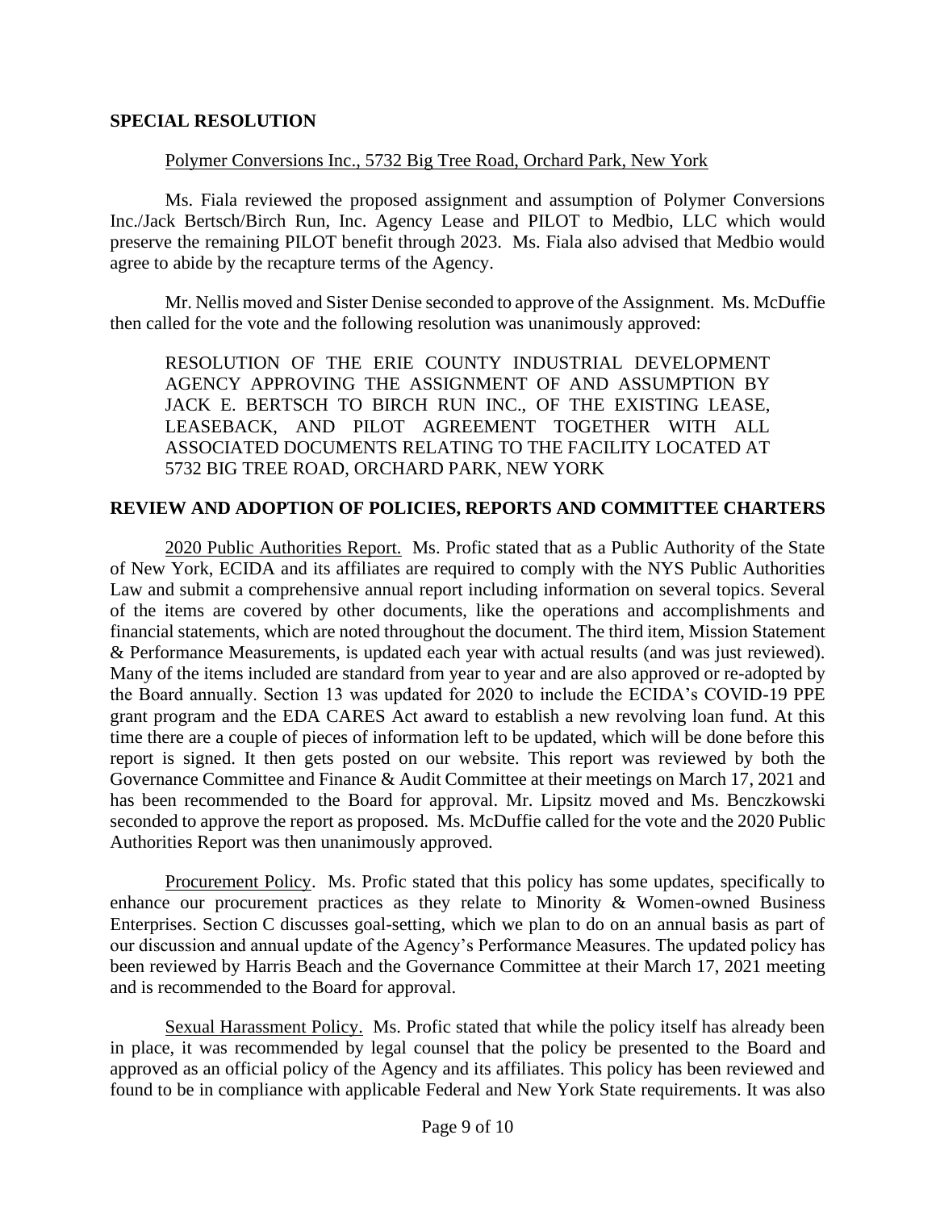## SPECIAL RESOLUTION

Polymer Conversions Inc., 5732 Big Tree Road, Orchard Park, New York

Ms. Fiala reviewed the proposed assignment and assumption of Polymer Conversions Inc./Jack Bertsch/Birch Run, Inc. Agency Lease and PILOT to Medbio, LLC which would preserve the remaining PILOT benefit through 2023. Ms. Fiala also advised that Medbio would agree to abide by the recapture terms of the Agency.

Mr. Nellis moved and Sister Denise seconded to approve of the Assignment. Ms. McDuffie then called for the vote and the following resolution was unanimously approved:

> RESOLUTION OF THE ERIE COUNTY INDUSTRIAL DEVELOPMENT AGENCY APPROVING THE ASSIGNMENT OF AND ASSUMPTION BY JACK E. BERTSCH TO BIRCH RUN INC., OF THE EXISTING LEASE, LEASEBACK, AND PILOT AGREEMENT TOGETHER WITH ALL ASSOCIATED DOCUMENTS RELATING TO THE FACILITY LOCATED AT 5732 BIG TREE ROAD, ORCHARD PARK, NEW YORK

## REVIEW AND ADOPTION OF POLICIES, REPORTS AND COMMITTEE CHARTERS

2020 Public Authorities Report. Ms. Profic stated that as a Public Authority of the State of New York, ECIDA and its affiliates are required to comply with the NYS Public Authorities Law and submit a comprehensive annual report including information on several topics. Several of the items are covered by other documents, like the operations and accomplishments and financial statements, which are noted throughout the document. The third item, Mission Statement & Performance Measurements, is updated each year with actual results (and was just reviewed). Many of the items included are standard from year to year and are also approved or re-adopted by the Board annually. Section 13 was updated for 2020 to include the ECIDA's COVID-19 PPE grant program and the EDA CARES Act award to establish a new revolving loan fund. At this time there are a couple of pieces of information left to be updated, which will be done before this report is signed. It then gets posted on our website. This report was reviewed by both the Governance Committee and Finance & Audit Committee at their meetings on March 17, 2021 and has been recommended to the Board for approval. Mr. Lipsitz moved and Ms. Benczkowski seconded to approve the report as proposed. Ms. McDuffie called for the vote and the 2020 Public Authorities Report was then unanimously approved.

Procurement Policy. Ms. Profic stated that this policy has some updates, specifically to enhance our procurement practices as they relate to Minority & Women-owned Business Enterprises. Section C discusses goal-setting, which we plan to do on an annual basis as part of our discussion and annual update of the Agency's Performance Measures. The updated policy has been reviewed by Harris Beach and the Governance Committee at their March 17, 2021 meeting and is recommended to the Board for approval.

Sexual Harassment Policy. Ms. Profic stated that while the policy itself has already been in place, it was recommended by legal counsel that the policy be presented to the Board and approved as an official policy of the Agency and its affiliates. This policy has been reviewed and found to be in compliance with applicable Federal and New York State requirements. It was also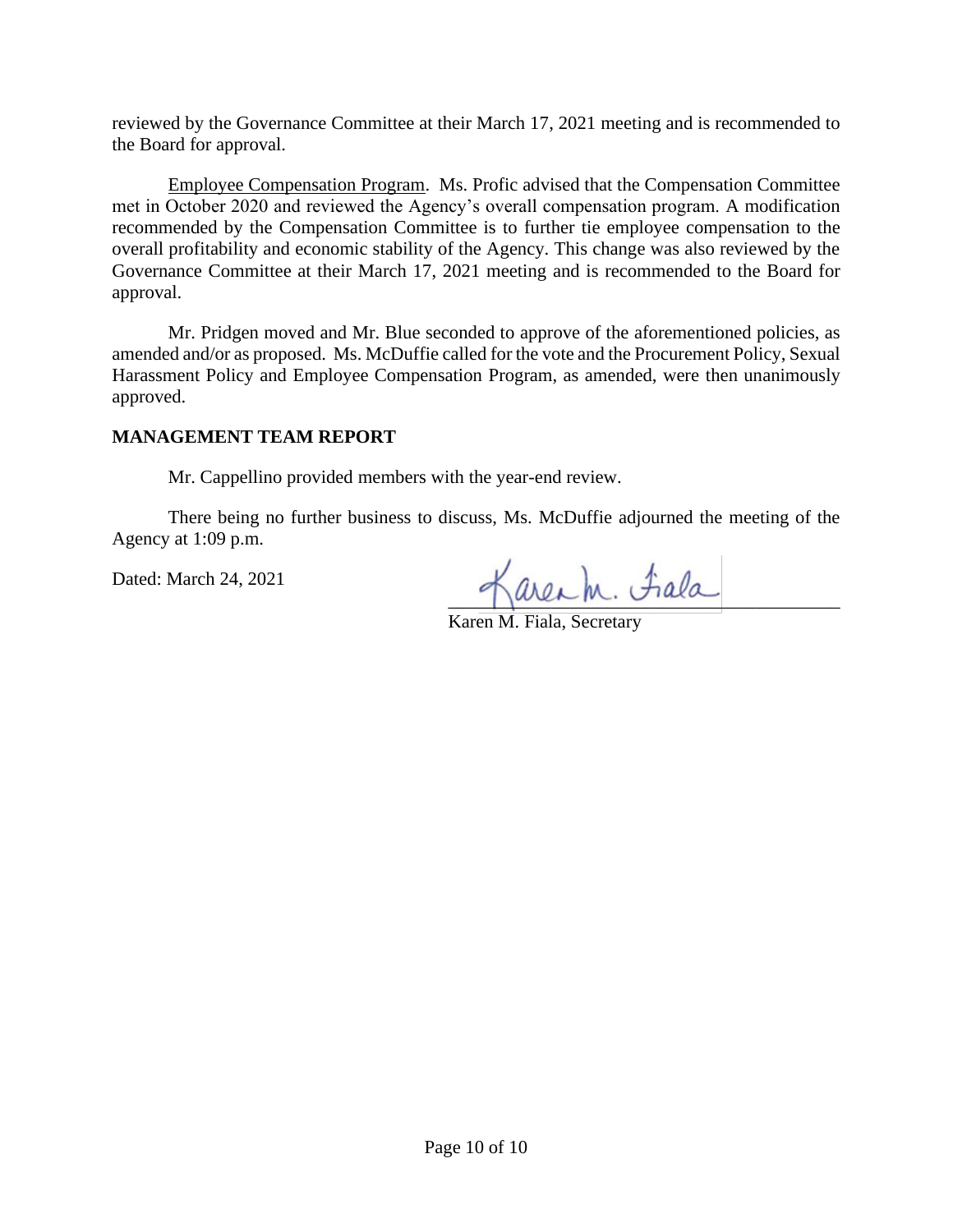reviewed by the Governance Committee at their March 17, 2021 meeting and is recommended to the Board for approval.

Employee Compensation Program. Ms. Profic advised that the Compensation Committee met in October 2020 and reviewed the Agency's overall compensation program. A modification recommended by the Compensation Committee is to further tie employee compensation to the overall profitability and economic stability of the Agency. This change was also reviewed by the Governance Committee at their March 17, 2021 meeting and is recommended to the Board for approval.

Mr. Pridgen moved and Mr. Blue seconded to approve of the aforementioned policies, as amended and/or as proposed. Ms. McDuffie called for the vote and the Procurement Policy, Sexual Harassment Policy and Employee Compensation Program, as amended, were then unanimously approved.

**MANAGEMENT TEAM REPORT**

Mr. Cappellino provided members with the year-end review.

There being no further business to discuss, Ms. McDuffie adjourned the meeting of the Agency at 1:09 p.m.

Dated: March 24, 2021

Karen M. Fiala

Karen M. Fiala, Secretary